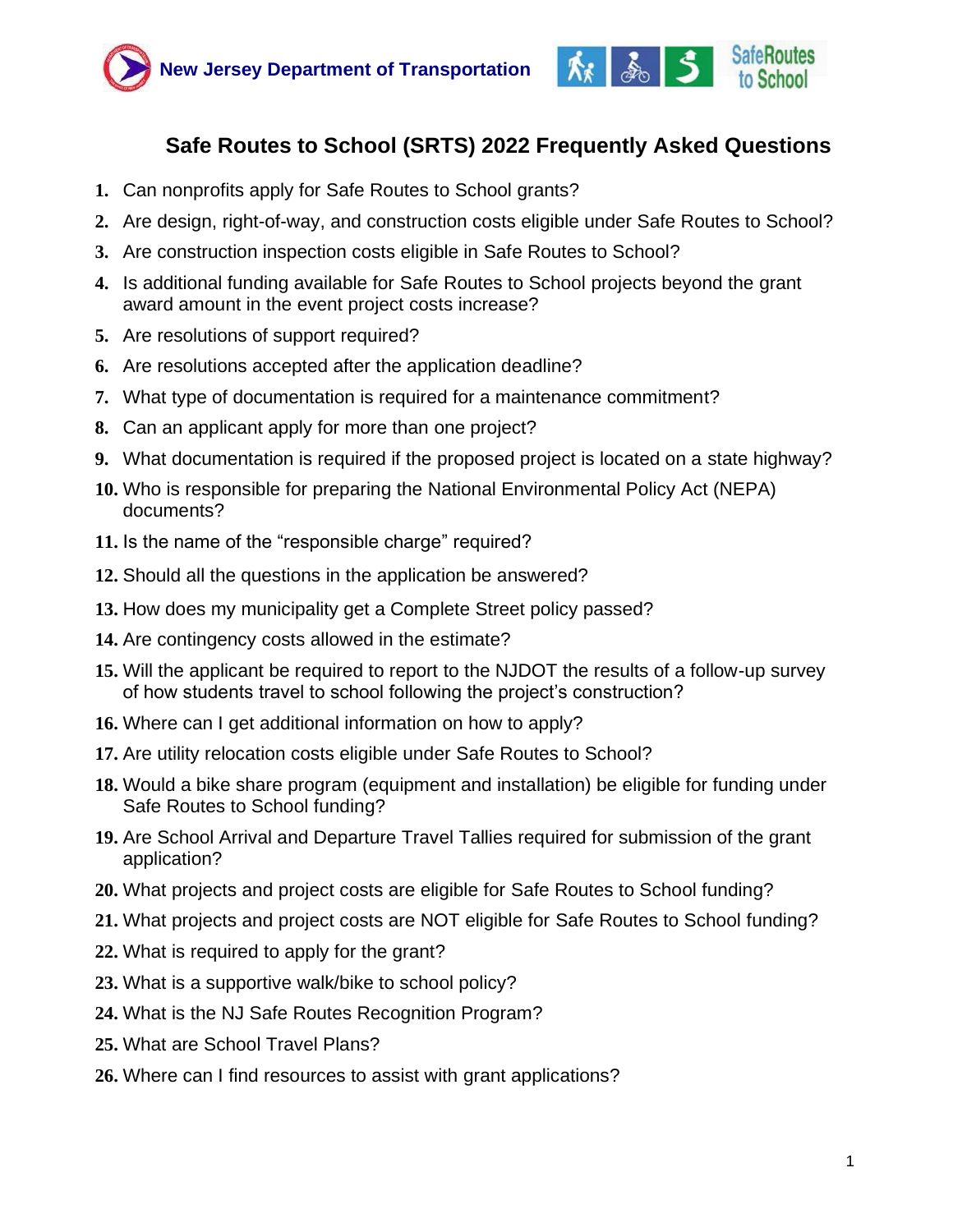New Jersey Department of Transportation

# Safe Routes to School (SRTS) 2022 Frequently Asked Questions

1. Can nonprofits apply for Safe Routes to School grants?
2. Are design, right-of-way, and construction costs eligible under Safe Routes to School?
3. Are construction inspection costs eligible in Safe Routes to School?
4. Is additional funding available for Safe Routes to School projects beyond the grant award amount in the event project costs increase?
5. Are resolutions of support required?
6. Are resolutions accepted after the application deadline?
7. What type of documentation is required for a maintenance commitment?
8. Can an applicant apply for more than one project?
9. What documentation is required if the proposed project is located on a state highway?
10. Who is responsible for preparing the National Environmental Policy Act (NEPA) documents?
11. Is the name of the "responsible charge" required?
12. Should all the questions in the application be answered?
13. How does my municipality get a Complete Street policy passed?
14. Are contingency costs allowed in the estimate?
15. Will the applicant be required to report to the NJDOT the results of a follow-up survey of how students travel to school following the project's construction?
16. Where can I get additional information on how to apply?
17. Are utility relocation costs eligible under Safe Routes to School?
18. Would a bike share program (equipment and installation) be eligible for funding under Safe Routes to School funding?
19. Are School Arrival and Departure Travel Tallies required for submission of the grant application?
20. What projects and project costs are eligible for Safe Routes to School funding?
21. What projects and project costs are NOT eligible for Safe Routes to School funding?
22. What is required to apply for the grant?
23. What is a supportive walk/bike to school policy?
24. What is the NJ Safe Routes Recognition Program?
25. What are School Travel Plans?
26. Where can I find resources to assist with grant applications?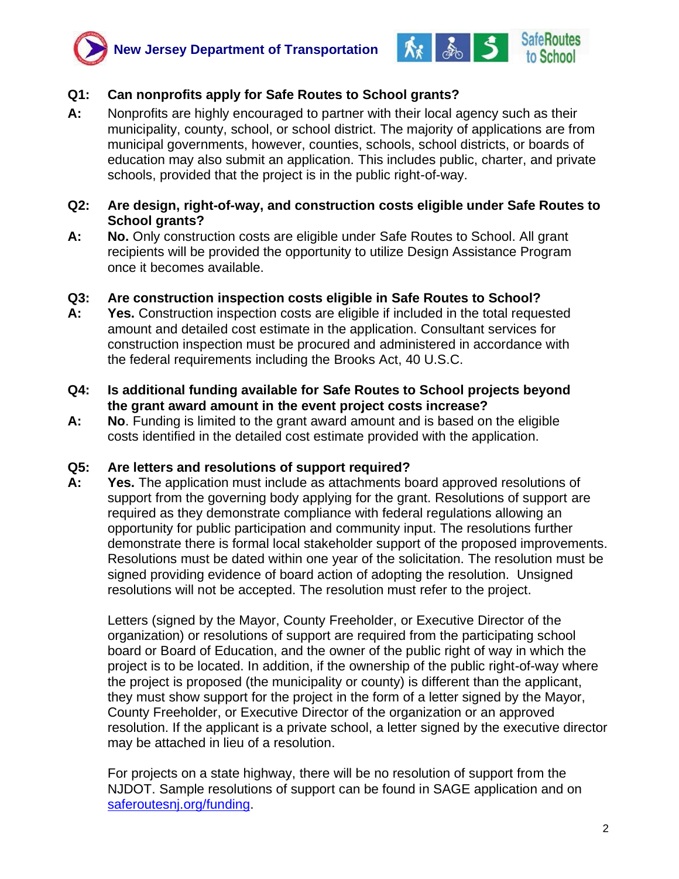**Q1: Can nonprofits apply for Safe Routes to School grants?**

**A:** Nonprofits are highly encouraged to partner with their local agency such as their municipality, county, school, or school district. The majority of applications are from municipal governments, however, counties, schools, school districts, or boards of education may also submit an application. This includes public, charter, and private schools, provided that the project is in the public right-of-way.

**Q2: Are design, right-of-way, and construction costs eligible under Safe Routes to School grants?**

**A:** **No.** Only construction costs are eligible under Safe Routes to School. All grant recipients will be provided the opportunity to utilize Design Assistance Program once it becomes available.

**Q3: Are construction inspection costs eligible in Safe Routes to School?**

**A:** **Yes.** Construction inspection costs are eligible if included in the total requested amount and detailed cost estimate in the application. Consultant services for construction inspection must be procured and administered in accordance with the federal requirements including the Brooks Act, 40 U.S.C.

**Q4: Is additional funding available for Safe Routes to School projects beyond the grant award amount in the event project costs increase?**

**A:** **No**. Funding is limited to the grant award amount and is based on the eligible costs identified in the detailed cost estimate provided with the application.

**Q5: Are letters and resolutions of support required?**

**A:** **Yes.** The application must include as attachments board approved resolutions of support from the governing body applying for the grant. Resolutions of support are required as they demonstrate compliance with federal regulations allowing an opportunity for public participation and community input. The resolutions further demonstrate there is formal local stakeholder support of the proposed improvements. Resolutions must be dated within one year of the solicitation. The resolution must be signed providing evidence of board action of adopting the resolution. Unsigned resolutions will not be accepted. The resolution must refer to the project.

Letters (signed by the Mayor, County Freeholder, or Executive Director of the organization) or resolutions of support are required from the participating school board or Board of Education, and the owner of the public right of way in which the project is to be located. In addition, if the ownership of the public right-of-way where the project is proposed (the municipality or county) is different than the applicant, they must show support for the project in the form of a letter signed by the Mayor, County Freeholder, or Executive Director of the organization or an approved resolution. If the applicant is a private school, a letter signed by the executive director may be attached in lieu of a resolution.

For projects on a state highway, there will be no resolution of support from the NJDOT. Sample resolutions of support can be found in SAGE application and on [saferoutesnj.org/funding](saferoutesnj.org/funding).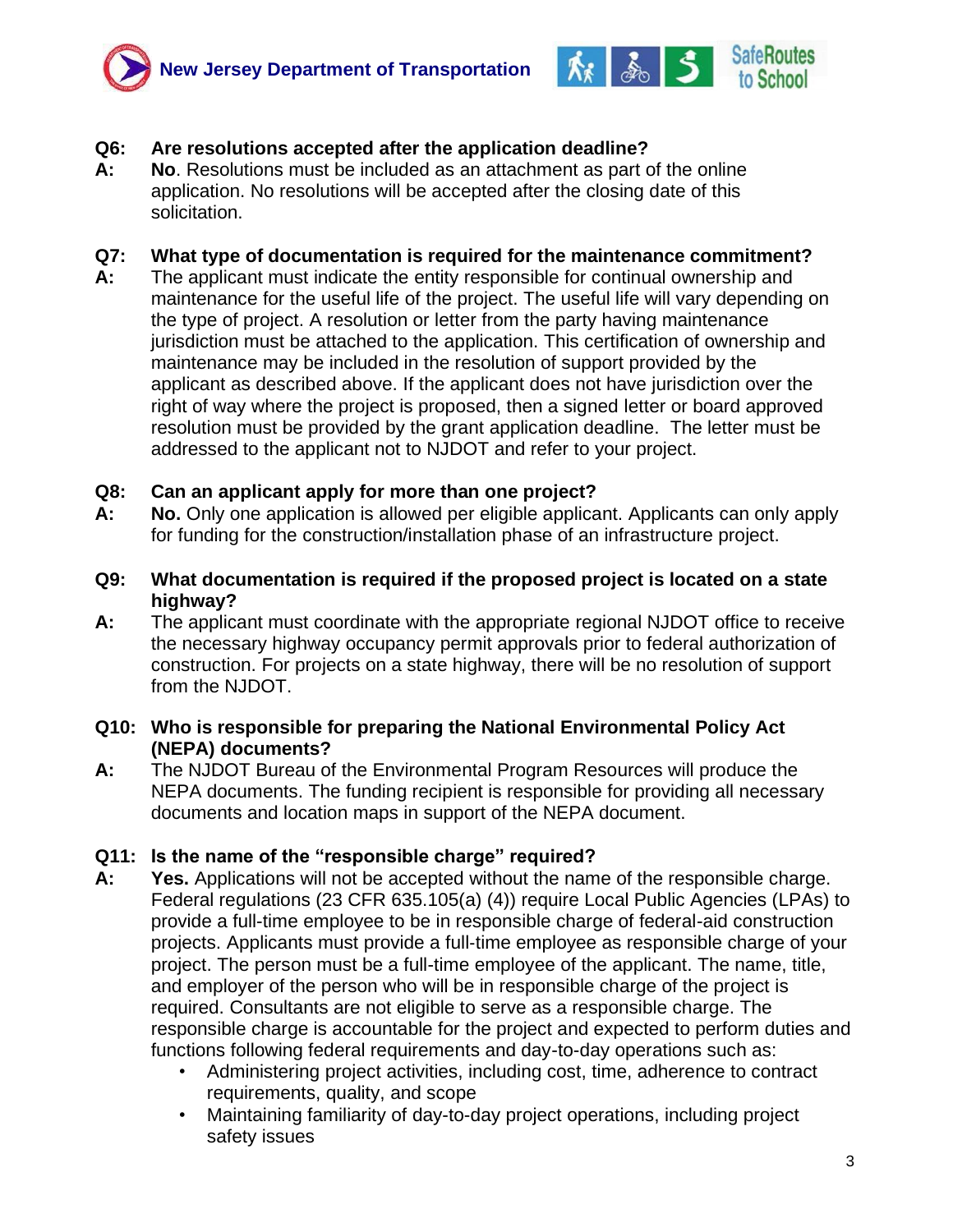**Q6: Are resolutions accepted after the application deadline?**

**A:** **No**. Resolutions must be included as an attachment as part of the online application. No resolutions will be accepted after the closing date of this solicitation.

**Q7: What type of documentation is required for the maintenance commitment?**

**A:** The applicant must indicate the entity responsible for continual ownership and maintenance for the useful life of the project. The useful life will vary depending on the type of project. A resolution or letter from the party having maintenance jurisdiction must be attached to the application. This certification of ownership and maintenance may be included in the resolution of support provided by the applicant as described above. If the applicant does not have jurisdiction over the right of way where the project is proposed, then a signed letter or board approved resolution must be provided by the grant application deadline. The letter must be addressed to the applicant not to NJDOT and refer to your project.

**Q8: Can an applicant apply for more than one project?**

**A:** **No.** Only one application is allowed per eligible applicant. Applicants can only apply for funding for the construction/installation phase of an infrastructure project.

**Q9: What documentation is required if the proposed project is located on a state highway?**

**A:** The applicant must coordinate with the appropriate regional NJDOT office to receive the necessary highway occupancy permit approvals prior to federal authorization of construction. For projects on a state highway, there will be no resolution of support from the NJDOT.

**Q10: Who is responsible for preparing the National Environmental Policy Act (NEPA) documents?**

**A:** The NJDOT Bureau of the Environmental Program Resources will produce the NEPA documents. The funding recipient is responsible for providing all necessary documents and location maps in support of the NEPA document.

**Q11: Is the name of the "responsible charge" required?**

**A:** **Yes.** Applications will not be accepted without the name of the responsible charge. Federal regulations (23 CFR 635.105(a) (4)) require Local Public Agencies (LPAs) to provide a full-time employee to be in responsible charge of federal-aid construction projects. Applicants must provide a full-time employee as responsible charge of your project. The person must be a full-time employee of the applicant. The name, title, and employer of the person who will be in responsible charge of the project is required. Consultants are not eligible to serve as a responsible charge. The responsible charge is accountable for the project and expected to perform duties and functions following federal requirements and day-to-day operations such as:

- Administering project activities, including cost, time, adherence to contract requirements, quality, and scope
- Maintaining familiarity of day-to-day project operations, including project safety issues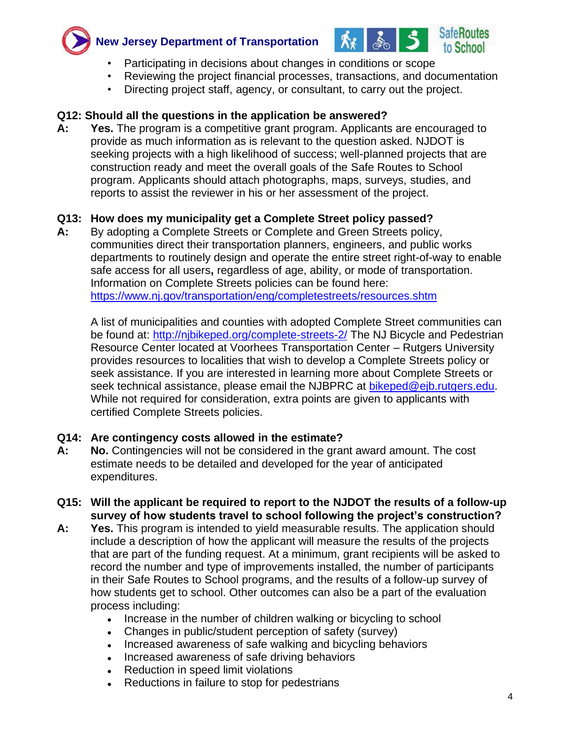- Participating in decisions about changes in conditions or scope
- Reviewing the project financial processes, transactions, and documentation
- Directing project staff, agency, or consultant, to carry out the project.

**Q12: Should all the questions in the application be answered?**

**A:** **Yes.** The program is a competitive grant program. Applicants are encouraged to provide as much information as is relevant to the question asked. NJDOT is seeking projects with a high likelihood of success; well-planned projects that are construction ready and meet the overall goals of the Safe Routes to School program. Applicants should attach photographs, maps, surveys, studies, and reports to assist the reviewer in his or her assessment of the project.

**Q13: How does my municipality get a Complete Street policy passed?**

**A:** By adopting a Complete Streets or Complete and Green Streets policy, communities direct their transportation planners, engineers, and public works departments to routinely design and operate the entire street right-of-way to enable safe access for all users**,** regardless of age, ability, or mode of transportation. Information on Complete Streets policies can be found here: https://www.nj.gov/transportation/eng/completestreets/resources.shtm

A list of municipalities and counties with adopted Complete Street communities can be found at: http://njbikeped.org/complete-streets-2/ The NJ Bicycle and Pedestrian Resource Center located at Voorhees Transportation Center – Rutgers University provides resources to localities that wish to develop a Complete Streets policy or seek assistance. If you are interested in learning more about Complete Streets or seek technical assistance, please email the NJBPRC at bikeped@ejb.rutgers.edu. While not required for consideration, extra points are given to applicants with certified Complete Streets policies.

**Q14: Are contingency costs allowed in the estimate?**

**A:** **No.** Contingencies will not be considered in the grant award amount. The cost estimate needs to be detailed and developed for the year of anticipated expenditures.

**Q15: Will the applicant be required to report to the NJDOT the results of a follow-up survey of how students travel to school following the project's construction?**

**A:** **Yes.** This program is intended to yield measurable results. The application should include a description of how the applicant will measure the results of the projects that are part of the funding request. At a minimum, grant recipients will be asked to record the number and type of improvements installed, the number of participants in their Safe Routes to School programs, and the results of a follow-up survey of how students get to school. Other outcomes can also be a part of the evaluation process including:

- Increase in the number of children walking or bicycling to school
- Changes in public/student perception of safety (survey)
- Increased awareness of safe walking and bicycling behaviors
- Increased awareness of safe driving behaviors
- Reduction in speed limit violations
- Reductions in failure to stop for pedestrians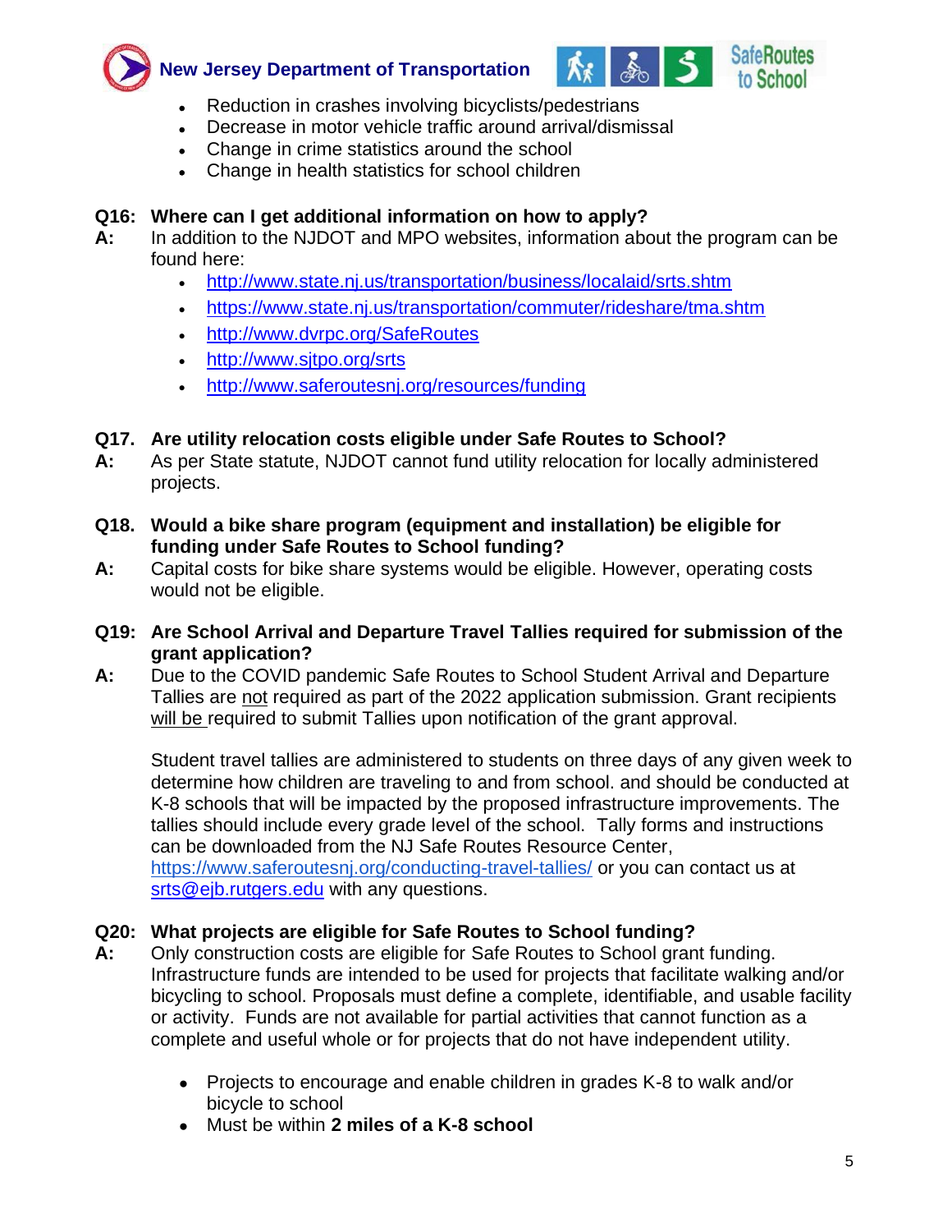- Reduction in crashes involving bicyclists/pedestrians
- Decrease in motor vehicle traffic around arrival/dismissal
- Change in crime statistics around the school
- Change in health statistics for school children

**Q16: Where can I get additional information on how to apply?**

**A:** In addition to the NJDOT and MPO websites, information about the program can be found here:

- http://www.state.nj.us/transportation/business/localaid/srts.shtm
- https://www.state.nj.us/transportation/commuter/rideshare/tma.shtm
- http://www.dvrpc.org/SafeRoutes
- http://www.sjtpo.org/srts
- http://www.saferoutesnj.org/resources/funding

**Q17. Are utility relocation costs eligible under Safe Routes to School?**

**A:** As per State statute, NJDOT cannot fund utility relocation for locally administered projects.

**Q18. Would a bike share program (equipment and installation) be eligible for funding under Safe Routes to School funding?**

**A:** Capital costs for bike share systems would be eligible. However, operating costs would not be eligible.

**Q19: Are School Arrival and Departure Travel Tallies required for submission of the grant application?**

**A:** Due to the COVID pandemic Safe Routes to School Student Arrival and Departure Tallies are not required as part of the 2022 application submission. Grant recipients will be required to submit Tallies upon notification of the grant approval.

Student travel tallies are administered to students on three days of any given week to determine how children are traveling to and from school. and should be conducted at K-8 schools that will be impacted by the proposed infrastructure improvements. The tallies should include every grade level of the school. Tally forms and instructions can be downloaded from the NJ Safe Routes Resource Center, https://www.saferoutesnj.org/conducting-travel-tallies/ or you can contact us at srts@ejb.rutgers.edu with any questions.

**Q20: What projects are eligible for Safe Routes to School funding?**

**A:** Only construction costs are eligible for Safe Routes to School grant funding. Infrastructure funds are intended to be used for projects that facilitate walking and/or bicycling to school. Proposals must define a complete, identifiable, and usable facility or activity. Funds are not available for partial activities that cannot function as a complete and useful whole or for projects that do not have independent utility.

- Projects to encourage and enable children in grades K-8 to walk and/or bicycle to school
- Must be within **2 miles of a K-8 school**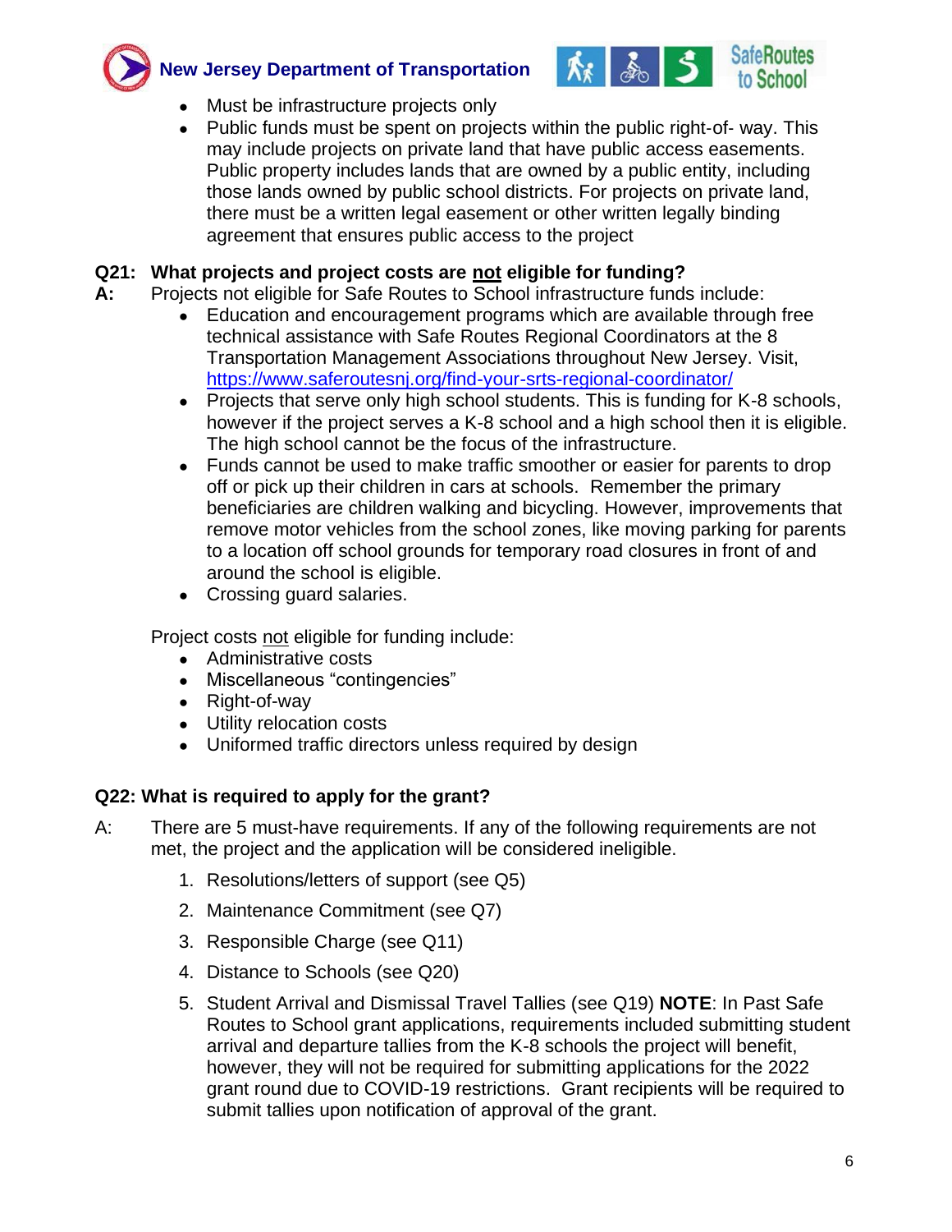- Must be infrastructure projects only
- Public funds must be spent on projects within the public right-of- way. This may include projects on private land that have public access easements. Public property includes lands that are owned by a public entity, including those lands owned by public school districts. For projects on private land, there must be a written legal easement or other written legally binding agreement that ensures public access to the project

**Q21: What projects and project costs are not eligible for funding?**

**A:** Projects not eligible for Safe Routes to School infrastructure funds include:

- Education and encouragement programs which are available through free technical assistance with Safe Routes Regional Coordinators at the 8 Transportation Management Associations throughout New Jersey. Visit, https://www.saferoutesnj.org/find-your-srts-regional-coordinator/
- Projects that serve only high school students. This is funding for K-8 schools, however if the project serves a K-8 school and a high school then it is eligible. The high school cannot be the focus of the infrastructure.
- Funds cannot be used to make traffic smoother or easier for parents to drop off or pick up their children in cars at schools. Remember the primary beneficiaries are children walking and bicycling. However, improvements that remove motor vehicles from the school zones, like moving parking for parents to a location off school grounds for temporary road closures in front of and around the school is eligible.
- Crossing guard salaries.

Project costs not eligible for funding include:

- Administrative costs
- Miscellaneous "contingencies"
- Right-of-way
- Utility relocation costs
- Uniformed traffic directors unless required by design

**Q22: What is required to apply for the grant?**

A: There are 5 must-have requirements. If any of the following requirements are not met, the project and the application will be considered ineligible.

1. Resolutions/letters of support (see Q5)
2. Maintenance Commitment (see Q7)
3. Responsible Charge (see Q11)
4. Distance to Schools (see Q20)
5. Student Arrival and Dismissal Travel Tallies (see Q19) **NOTE**: In Past Safe Routes to School grant applications, requirements included submitting student arrival and departure tallies from the K-8 schools the project will benefit, however, they will not be required for submitting applications for the 2022 grant round due to COVID-19 restrictions. Grant recipients will be required to submit tallies upon notification of approval of the grant.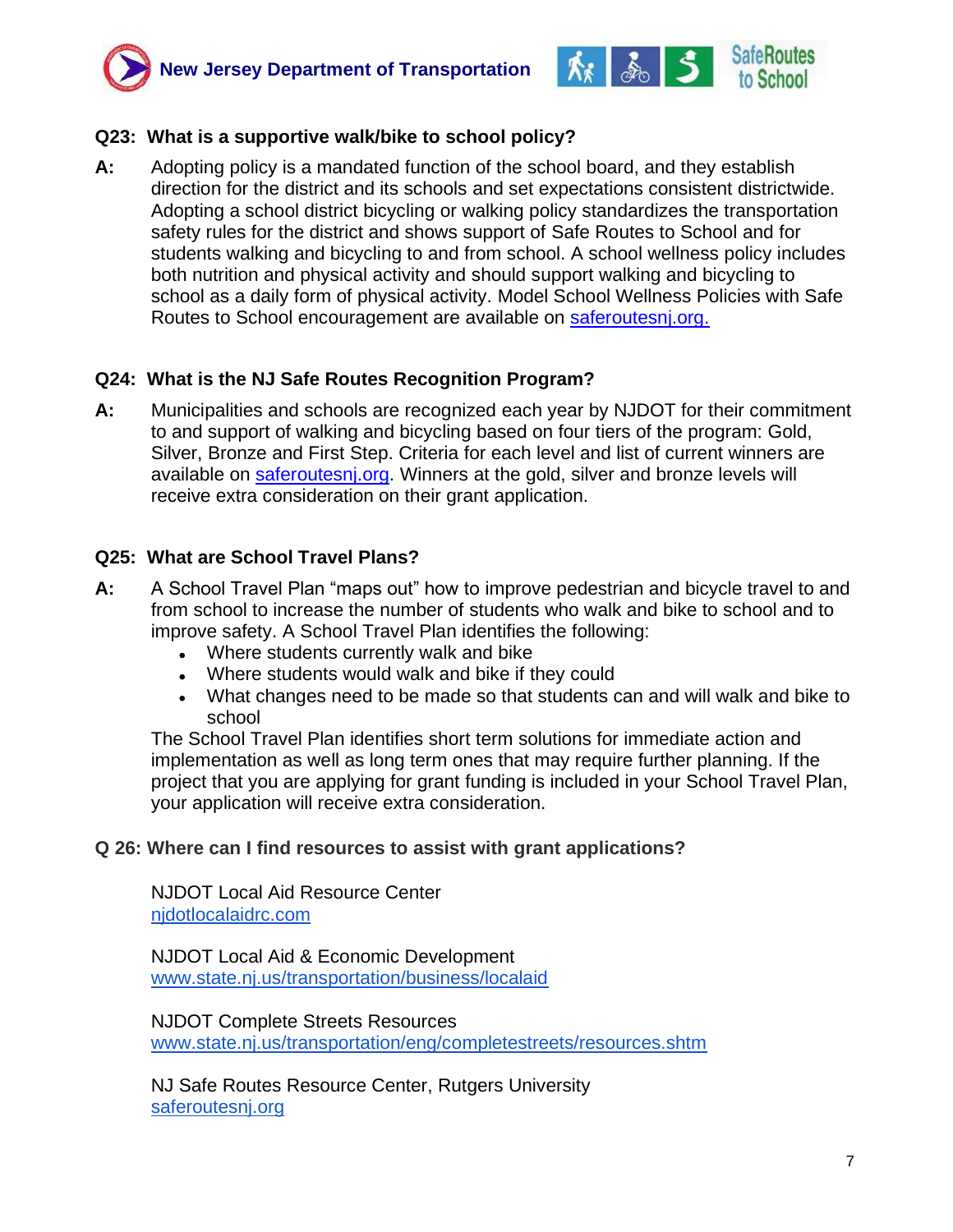**Q23: What is a supportive walk/bike to school policy?**

**A:** Adopting policy is a mandated function of the school board, and they establish direction for the district and its schools and set expectations consistent districtwide. Adopting a school district bicycling or walking policy standardizes the transportation safety rules for the district and shows support of Safe Routes to School and for students walking and bicycling to and from school. A school wellness policy includes both nutrition and physical activity and should support walking and bicycling to school as a daily form of physical activity. Model School Wellness Policies with Safe Routes to School encouragement are available on saferoutesnj.org.

**Q24: What is the NJ Safe Routes Recognition Program?**

**A:** Municipalities and schools are recognized each year by NJDOT for their commitment to and support of walking and bicycling based on four tiers of the program: Gold, Silver, Bronze and First Step. Criteria for each level and list of current winners are available on saferoutesnj.org. Winners at the gold, silver and bronze levels will receive extra consideration on their grant application.

**Q25: What are School Travel Plans?**

**A:** A School Travel Plan "maps out" how to improve pedestrian and bicycle travel to and from school to increase the number of students who walk and bike to school and to improve safety. A School Travel Plan identifies the following:

- Where students currently walk and bike
- Where students would walk and bike if they could
- What changes need to be made so that students can and will walk and bike to school

The School Travel Plan identifies short term solutions for immediate action and implementation as well as long term ones that may require further planning. If the project that you are applying for grant funding is included in your School Travel Plan, your application will receive extra consideration.

**Q 26: Where can I find resources to assist with grant applications?**

NJDOT Local Aid Resource Center
njdotlocalaidrc.com

NJDOT Local Aid & Economic Development
www.state.nj.us/transportation/business/localaid

NJDOT Complete Streets Resources
www.state.nj.us/transportation/eng/completestreets/resources.shtm

NJ Safe Routes Resource Center, Rutgers University
saferoutesnj.org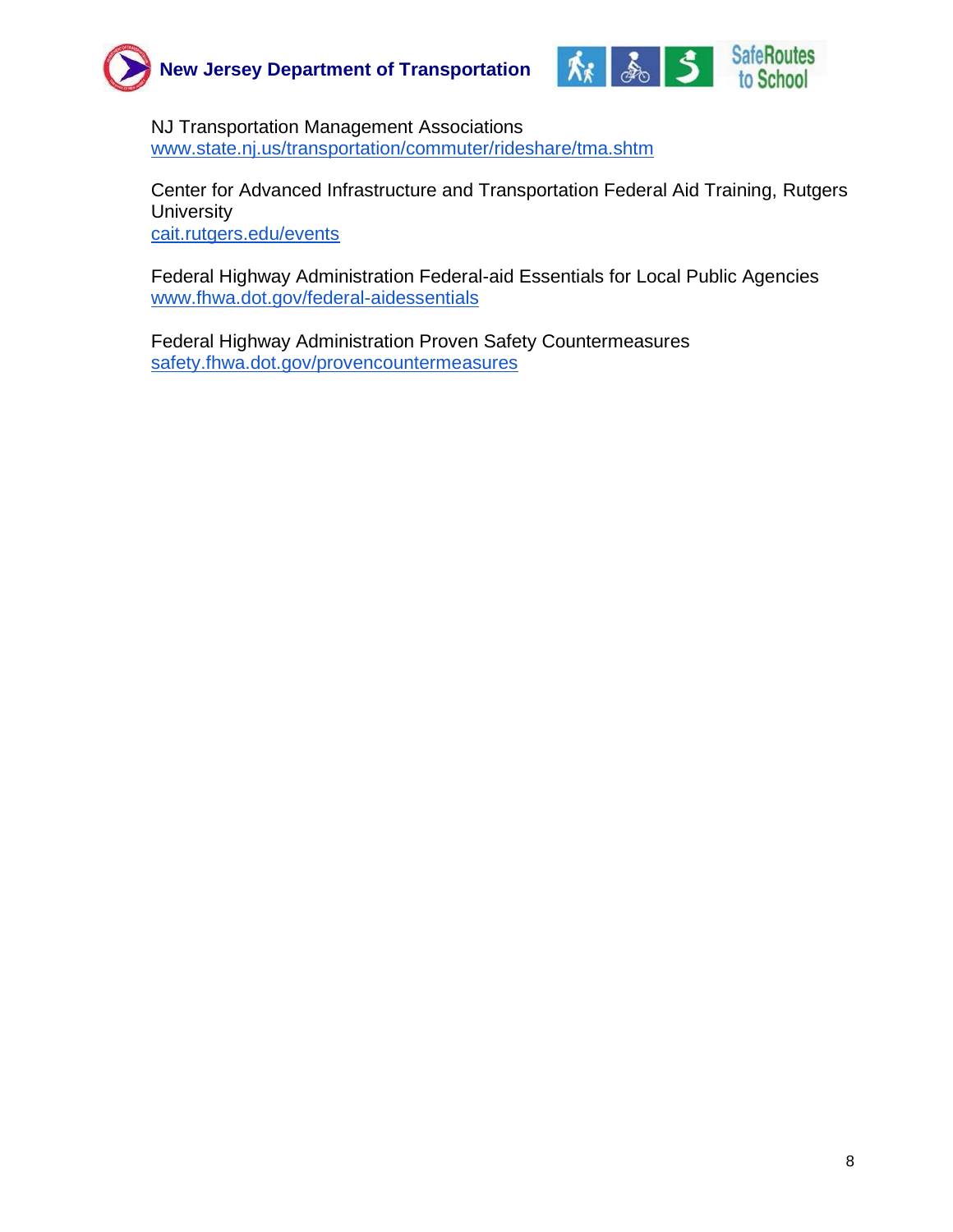NJ Transportation Management Associations
www.state.nj.us/transportation/commuter/rideshare/tma.shtm

Center for Advanced Infrastructure and Transportation Federal Aid Training, Rutgers University
cait.rutgers.edu/events

Federal Highway Administration Federal-aid Essentials for Local Public Agencies
www.fhwa.dot.gov/federal-aidessentials

Federal Highway Administration Proven Safety Countermeasures
safety.fhwa.dot.gov/provencountermeasures